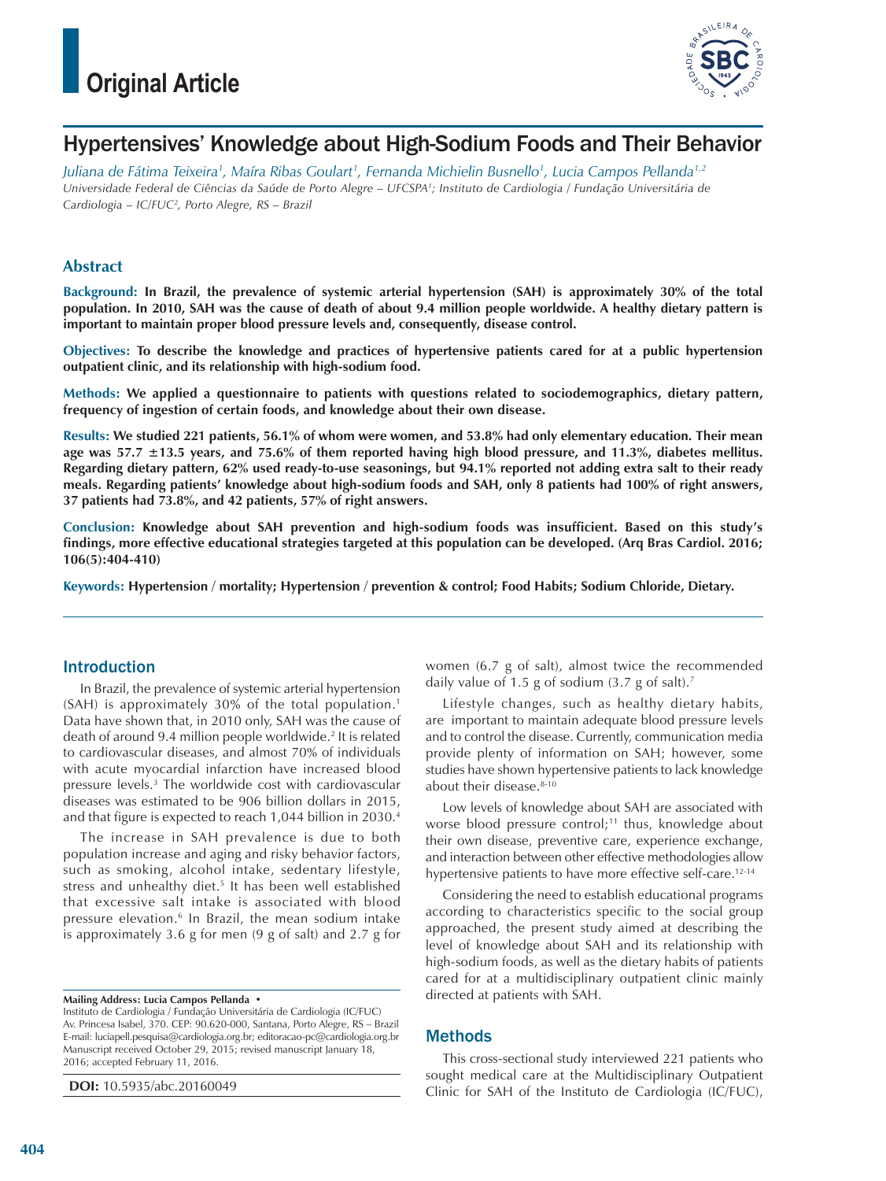# Original Article

## Hypertensives' Knowledge about High-Sodium Foods and Their Behavior

*Juliana de Fátima Teixeira[1], Maíra Ribas Goulart[1], Fernanda Michielin Busnello[1], Lucia Campos Pellanda[1,2]*

*Universidade Federal de Ciências da Saúde de Porto Alegre – UFCSPA[1]; Instituto de Cardiologia / Fundação Universitária de Cardiologia – IC/FUC[2], Porto Alegre, RS – Brazil*

### Abstract

**Background: In Brazil, the prevalence of systemic arterial hypertension (SAH) is approximately 30% of the total population. In 2010, SAH was the cause of death of about 9.4 million people worldwide. A healthy dietary pattern is important to maintain proper blood pressure levels and, consequently, disease control.**

**Objectives: To describe the knowledge and practices of hypertensive patients cared for at a public hypertension outpatient clinic, and its relationship with high-sodium food.**

**Methods: We applied a questionnaire to patients with questions related to sociodemographics, dietary pattern, frequency of ingestion of certain foods, and knowledge about their own disease.**

**Results: We studied 221 patients, 56.1% of whom were women, and 53.8% had only elementary education. Their mean age was 57.7 ±13.5 years, and 75.6% of them reported having high blood pressure, and 11.3%, diabetes mellitus. Regarding dietary pattern, 62% used ready-to-use seasonings, but 94.1% reported not adding extra salt to their ready meals. Regarding patients' knowledge about high-sodium foods and SAH, only 8 patients had 100% of right answers, 37 patients had 73.8%, and 42 patients, 57% of right answers.**

**Conclusion: Knowledge about SAH prevention and high-sodium foods was insufficient. Based on this study's findings, more effective educational strategies targeted at this population can be developed. (Arq Bras Cardiol. 2016; 106(5):404-410)**

**Keywords: Hypertension / mortality; Hypertension / prevention & control; Food Habits; Sodium Chloride, Dietary.**

### Introduction

In Brazil, the prevalence of systemic arterial hypertension (SAH) is approximately 30% of the total population.[1] Data have shown that, in 2010 only, SAH was the cause of death of around 9.4 million people worldwide.[2] It is related to cardiovascular diseases, and almost 70% of individuals with acute myocardial infarction have increased blood pressure levels.[3] The worldwide cost with cardiovascular diseases was estimated to be 906 billion dollars in 2015, and that figure is expected to reach 1,044 billion in 2030.[4]

The increase in SAH prevalence is due to both population increase and aging and risky behavior factors, such as smoking, alcohol intake, sedentary lifestyle, stress and unhealthy diet.[5] It has been well established that excessive salt intake is associated with blood pressure elevation.[6] In Brazil, the mean sodium intake is approximately 3.6 g for men (9 g of salt) and 2.7 g for women (6.7 g of salt), almost twice the recommended daily value of 1.5 g of sodium (3.7 g of salt).[7]

Lifestyle changes, such as healthy dietary habits, are important to maintain adequate blood pressure levels and to control the disease. Currently, communication media provide plenty of information on SAH; however, some studies have shown hypertensive patients to lack knowledge about their disease.[8-10]

Low levels of knowledge about SAH are associated with worse blood pressure control;[11] thus, knowledge about their own disease, preventive care, experience exchange, and interaction between other effective methodologies allow hypertensive patients to have more effective self-care.[12-14]

Considering the need to establish educational programs according to characteristics specific to the social group approached, the present study aimed at describing the level of knowledge about SAH and its relationship with high-sodium foods, as well as the dietary habits of patients cared for at a multidisciplinary outpatient clinic mainly directed at patients with SAH.

### Methods

This cross-sectional study interviewed 221 patients who sought medical care at the Multidisciplinary Outpatient Clinic for SAH of the Instituto de Cardiologia (IC/FUC),

**Mailing Address: Lucia Campos Pellanda •**
Instituto de Cardiologia / Fundação Universitária de Cardiologia (IC/FUC)
Av. Princesa Isabel, 370. CEP: 90.620-000, Santana, Porto Alegre, RS – Brazil
E-mail: luciapell.pesquisa@cardiologia.org.br; editoracao-pc@cardiologia.org.br
Manuscript received October 29, 2015; revised manuscript January 18, 2016; accepted February 11, 2016.

**DOI:** 10.5935/abc.20160049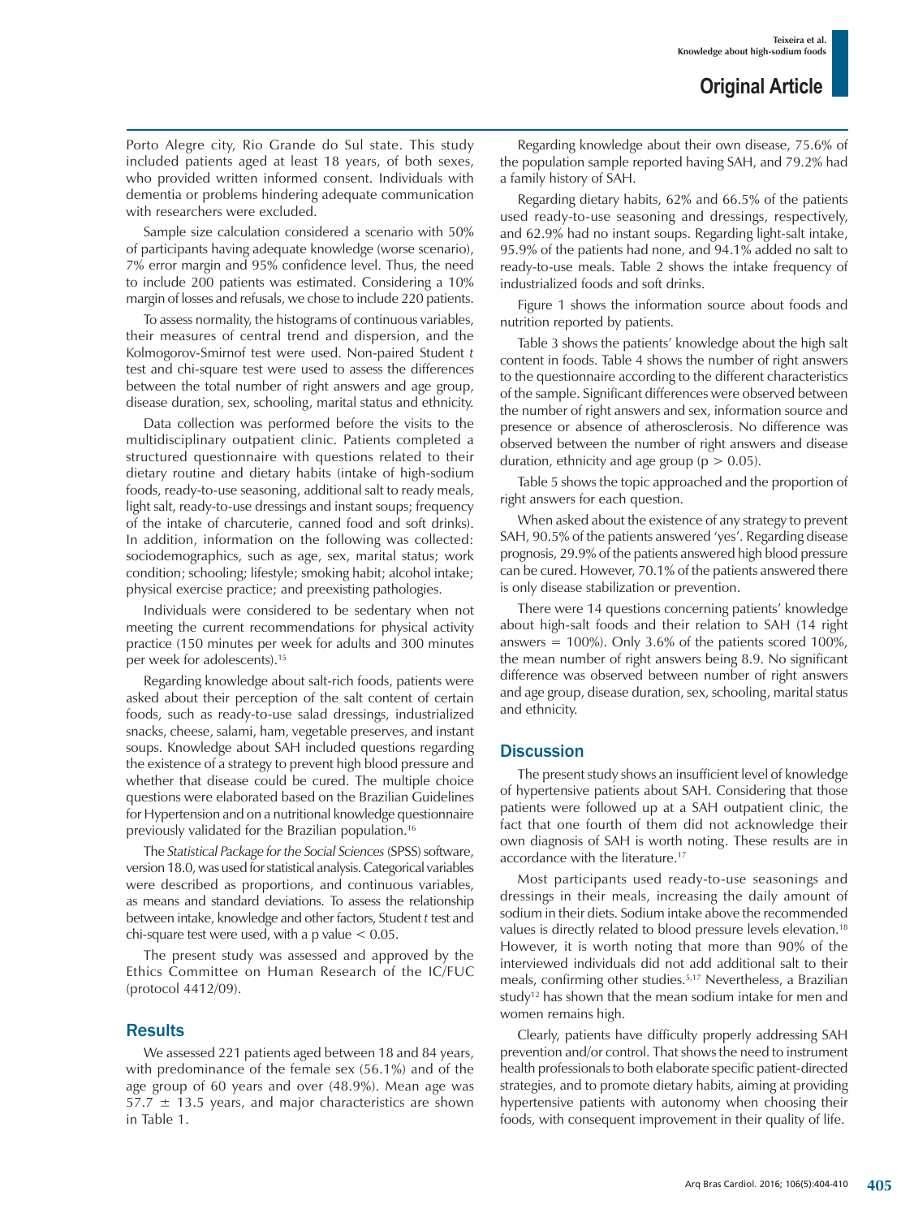Porto Alegre city, Rio Grande do Sul state. This study included patients aged at least 18 years, of both sexes, who provided written informed consent. Individuals with dementia or problems hindering adequate communication with researchers were excluded.

Sample size calculation considered a scenario with 50% of participants having adequate knowledge (worse scenario), 7% error margin and 95% confidence level. Thus, the need to include 200 patients was estimated. Considering a 10% margin of losses and refusals, we chose to include 220 patients.

To assess normality, the histograms of continuous variables, their measures of central trend and dispersion, and the Kolmogorov-Smirnof test were used. Non-paired Student *t* test and chi-square test were used to assess the differences between the total number of right answers and age group, disease duration, sex, schooling, marital status and ethnicity.

Data collection was performed before the visits to the multidisciplinary outpatient clinic. Patients completed a structured questionnaire with questions related to their dietary routine and dietary habits (intake of high-sodium foods, ready-to-use seasoning, additional salt to ready meals, light salt, ready-to-use dressings and instant soups; frequency of the intake of charcuterie, canned food and soft drinks). In addition, information on the following was collected: sociodemographics, such as age, sex, marital status; work condition; schooling; lifestyle; smoking habit; alcohol intake; physical exercise practice; and preexisting pathologies.

Individuals were considered to be sedentary when not meeting the current recommendations for physical activity practice (150 minutes per week for adults and 300 minutes per week for adolescents).[15]

Regarding knowledge about salt-rich foods, patients were asked about their perception of the salt content of certain foods, such as ready-to-use salad dressings, industrialized snacks, cheese, salami, ham, vegetable preserves, and instant soups. Knowledge about SAH included questions regarding the existence of a strategy to prevent high blood pressure and whether that disease could be cured. The multiple choice questions were elaborated based on the Brazilian Guidelines for Hypertension and on a nutritional knowledge questionnaire previously validated for the Brazilian population.[16]

The *Statistical Package for the Social Sciences* (SPSS) software, version 18.0, was used for statistical analysis. Categorical variables were described as proportions, and continuous variables, as means and standard deviations. To assess the relationship between intake, knowledge and other factors, Student *t* test and chi-square test were used, with a p value $< 0.05$.

The present study was assessed and approved by the Ethics Committee on Human Research of the IC/FUC (protocol 4412/09).

## Results

We assessed 221 patients aged between 18 and 84 years, with predominance of the female sex (56.1%) and of the age group of 60 years and over (48.9%). Mean age was $57.7 \pm 13.5$ years, and major characteristics are shown in Table 1.

Regarding knowledge about their own disease, 75.6% of the population sample reported having SAH, and 79.2% had a family history of SAH.

Regarding dietary habits, 62% and 66.5% of the patients used ready-to-use seasoning and dressings, respectively, and 62.9% had no instant soups. Regarding light-salt intake, 95.9% of the patients had none, and 94.1% added no salt to ready-to-use meals. Table 2 shows the intake frequency of industrialized foods and soft drinks.

Figure 1 shows the information source about foods and nutrition reported by patients.

Table 3 shows the patients' knowledge about the high salt content in foods. Table 4 shows the number of right answers to the questionnaire according to the different characteristics of the sample. Significant differences were observed between the number of right answers and sex, information source and presence or absence of atherosclerosis. No difference was observed between the number of right answers and disease duration, ethnicity and age group ($p > 0.05$).

Table 5 shows the topic approached and the proportion of right answers for each question.

When asked about the existence of any strategy to prevent SAH, 90.5% of the patients answered 'yes'. Regarding disease prognosis, 29.9% of the patients answered high blood pressure can be cured. However, 70.1% of the patients answered there is only disease stabilization or prevention.

There were 14 questions concerning patients' knowledge about high-salt foods and their relation to SAH (14 right answers = 100%). Only 3.6% of the patients scored 100%, the mean number of right answers being 8.9. No significant difference was observed between number of right answers and age group, disease duration, sex, schooling, marital status and ethnicity.

## Discussion

The present study shows an insufficient level of knowledge of hypertensive patients about SAH. Considering that those patients were followed up at a SAH outpatient clinic, the fact that one fourth of them did not acknowledge their own diagnosis of SAH is worth noting. These results are in accordance with the literature.[17]

Most participants used ready-to-use seasonings and dressings in their meals, increasing the daily amount of sodium in their diets. Sodium intake above the recommended values is directly related to blood pressure levels elevation.[18] However, it is worth noting that more than 90% of the interviewed individuals did not add additional salt to their meals, confirming other studies.[5,17] Nevertheless, a Brazilian study[12] has shown that the mean sodium intake for men and women remains high.

Clearly, patients have difficulty properly addressing SAH prevention and/or control. That shows the need to instrument health professionals to both elaborate specific patient-directed strategies, and to promote dietary habits, aiming at providing hypertensive patients with autonomy when choosing their foods, with consequent improvement in their quality of life.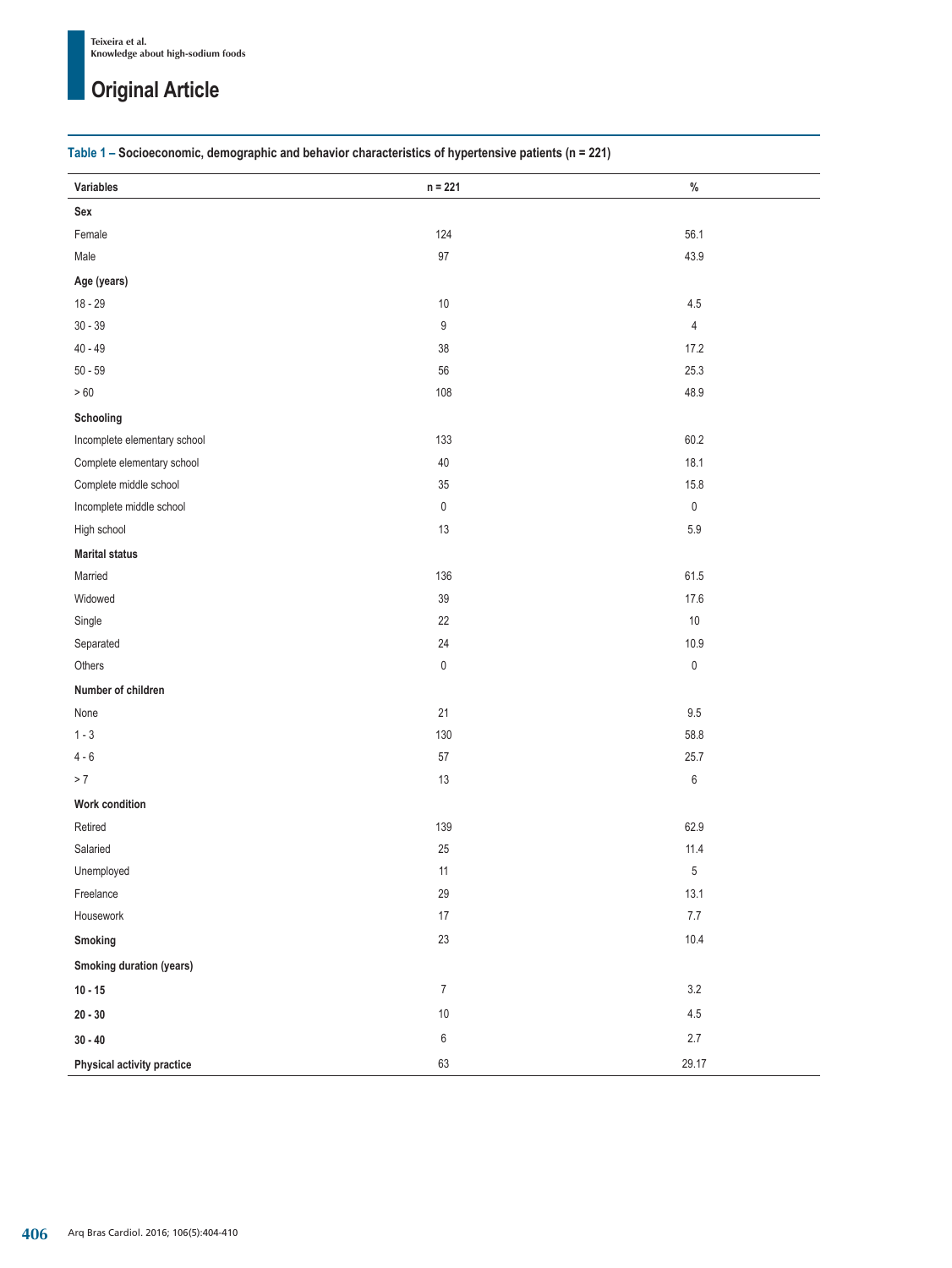**Table 1 – Socioeconomic, demographic and behavior characteristics of hypertensive patients (n = 221)**

| Variables | n = 221 | % |
|---|---|---|
| **Sex** | | |
| Female | 124 | 56.1 |
| Male | 97 | 43.9 |
| **Age (years)** | | |
| 18 - 29 | 10 | 4.5 |
| 30 - 39 | 9 | 4 |
| 40 - 49 | 38 | 17.2 |
| 50 - 59 | 56 | 25.3 |
| > 60 | 108 | 48.9 |
| **Schooling** | | |
| Incomplete elementary school | 133 | 60.2 |
| Complete elementary school | 40 | 18.1 |
| Complete middle school | 35 | 15.8 |
| Incomplete middle school | 0 | 0 |
| High school | 13 | 5.9 |
| **Marital status** | | |
| Married | 136 | 61.5 |
| Widowed | 39 | 17.6 |
| Single | 22 | 10 |
| Separated | 24 | 10.9 |
| Others | 0 | 0 |
| **Number of children** | | |
| None | 21 | 9.5 |
| 1 - 3 | 130 | 58.8 |
| 4 - 6 | 57 | 25.7 |
| > 7 | 13 | 6 |
| **Work condition** | | |
| Retired | 139 | 62.9 |
| Salaried | 25 | 11.4 |
| Unemployed | 11 | 5 |
| Freelance | 29 | 13.1 |
| Housework | 17 | 7.7 |
| **Smoking** | 23 | 10.4 |
| **Smoking duration (years)** | | |
| **10 - 15** | 7 | 3.2 |
| **20 - 30** | 10 | 4.5 |
| **30 - 40** | 6 | 2.7 |
| **Physical activity practice** | 63 | 29.17 |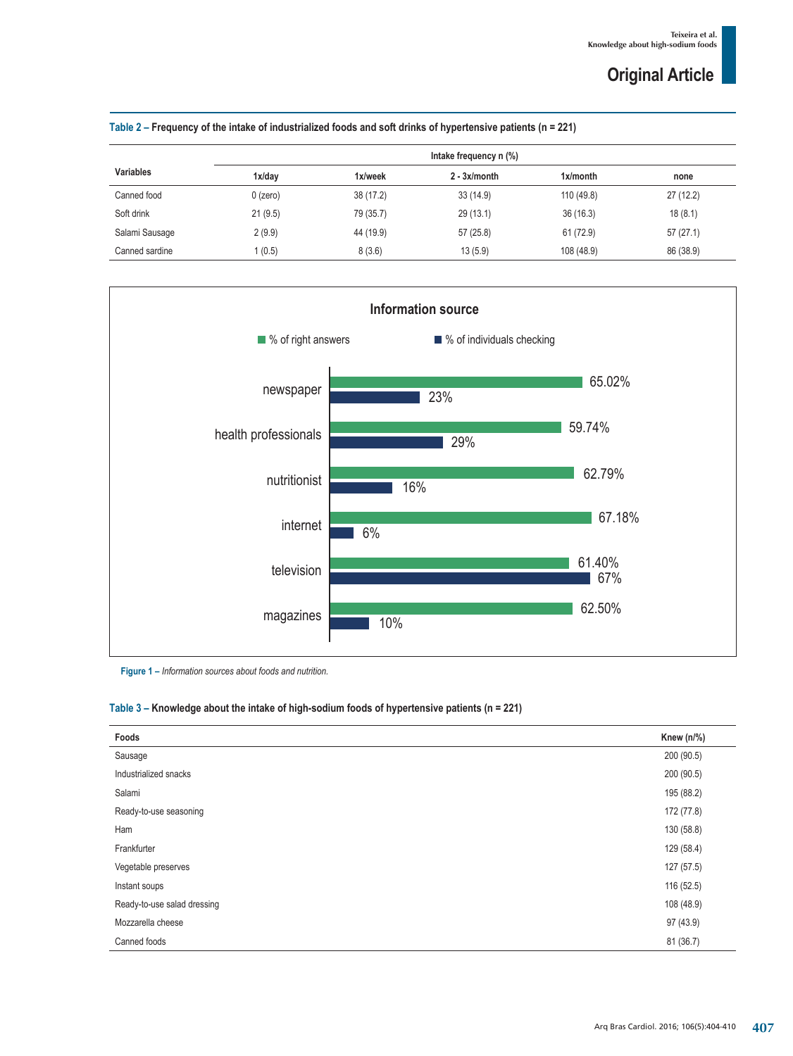**Table 2 – Frequency of the intake of industrialized foods and soft drinks of hypertensive patients (n = 221)**

| Variables | Intake frequency n (%) | | | | |
|---|---|---|---|---|---|
| | 1x/day | 1x/week | 2 - 3x/month | 1x/month | none |
| Canned food | 0 (zero) | 38 (17.2) | 33 (14.9) | 110 (49.8) | 27 (12.2) |
| Soft drink | 21 (9.5) | 79 (35.7) | 29 (13.1) | 36 (16.3) | 18 (8.1) |
| Salami Sausage | 2 (9.9) | 44 (19.9) | 57 (25.8) | 61 (72.9) | 57 (27.1) |
| Canned sardine | 1 (0.5) | 8 (3.6) | 13 (5.9) | 108 (48.9) | 86 (38.9) |

**Information source**

| Source | % of right answers | % of individuals checking |
|---|---|---|
| newspaper | 65.02% | 23% |
| health professionals | 59.74% | 29% |
| nutritionist | 62.79% | 16% |
| internet | 67.18% | 6% |
| television | 61.40% | 67% |
| magazines | 62.50% | 10% |

**Figure 1 –** *Information sources about foods and nutrition.*

**Table 3 – Knowledge about the intake of high-sodium foods of hypertensive patients (n = 221)**

| Foods | Knew (n/%) |
|---|---|
| Sausage | 200 (90.5) |
| Industrialized snacks | 200 (90.5) |
| Salami | 195 (88.2) |
| Ready-to-use seasoning | 172 (77.8) |
| Ham | 130 (58.8) |
| Frankfurter | 129 (58.4) |
| Vegetable preserves | 127 (57.5) |
| Instant soups | 116 (52.5) |
| Ready-to-use salad dressing | 108 (48.9) |
| Mozzarella cheese | 97 (43.9) |
| Canned foods | 81 (36.7) |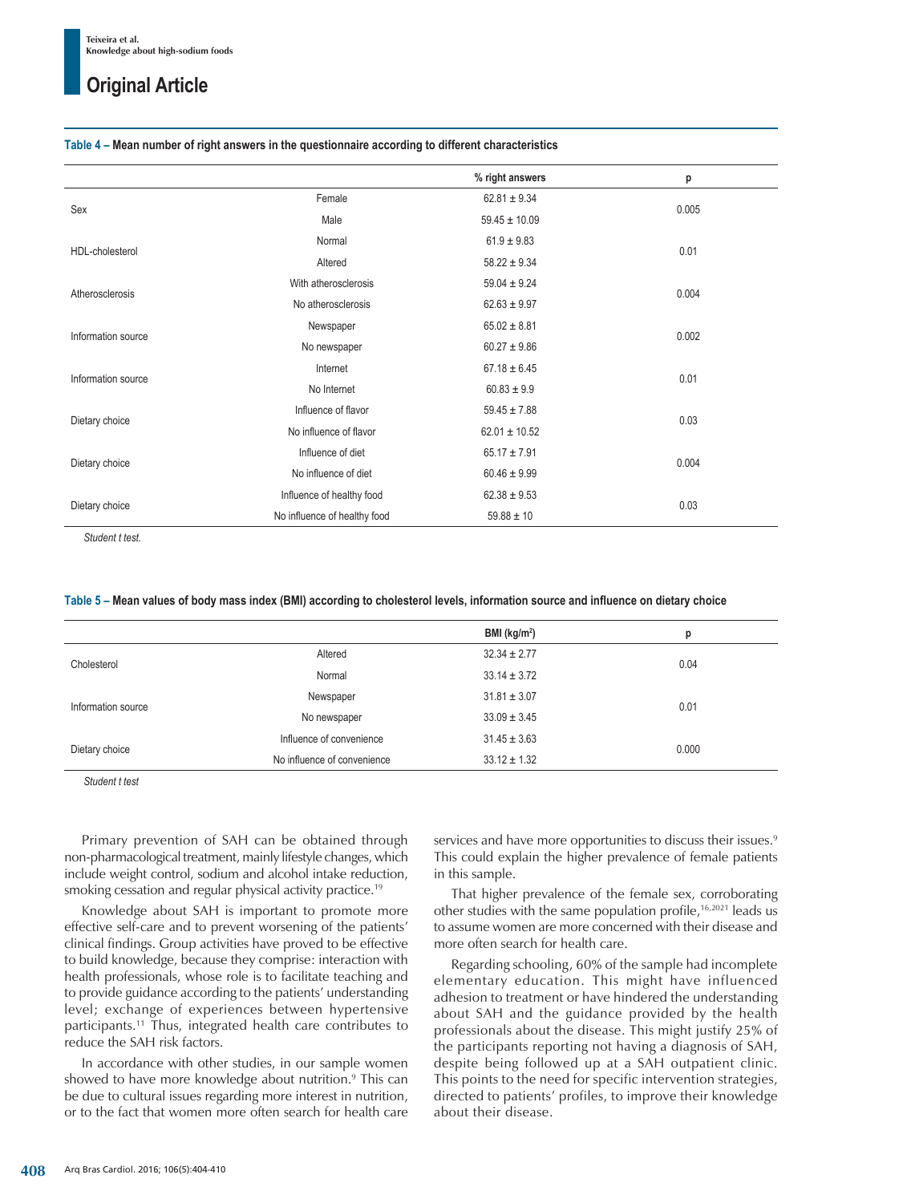**Table 4 – Mean number of right answers in the questionnaire according to different characteristics**

| | | % right answers | p |
|---|---|---|---|
| Sex | Female | 62.81 ± 9.34 | 0.005 |
| | Male | 59.45 ± 10.09 | |
| HDL-cholesterol | Normal | 61.9 ± 9.83 | 0.01 |
| | Altered | 58.22 ± 9.34 | |
| Atherosclerosis | With atherosclerosis | 59.04 ± 9.24 | 0.004 |
| | No atherosclerosis | 62.63 ± 9.97 | |
| Information source | Newspaper | 65.02 ± 8.81 | 0.002 |
| | No newspaper | 60.27 ± 9.86 | |
| Information source | Internet | 67.18 ± 6.45 | 0.01 |
| | No Internet | 60.83 ± 9.9 | |
| Dietary choice | Influence of flavor | 59.45 ± 7.88 | 0.03 |
| | No influence of flavor | 62.01 ± 10.52 | |
| Dietary choice | Influence of diet | 65.17 ± 7.91 | 0.004 |
| | No influence of diet | 60.46 ± 9.99 | |
| Dietary choice | Influence of healthy food | 62.38 ± 9.53 | 0.03 |
| | No influence of healthy food | 59.88 ± 10 | |

*Student t test.*

**Table 5 – Mean values of body mass index (BMI) according to cholesterol levels, information source and influence on dietary choice**

| | | BMI (kg/m$^2$) | p |
|---|---|---|---|
| Cholesterol | Altered | 32.34 ± 2.77 | 0.04 |
| | Normal | 33.14 ± 3.72 | |
| Information source | Newspaper | 31.81 ± 3.07 | 0.01 |
| | No newspaper | 33.09 ± 3.45 | |
| Dietary choice | Influence of convenience | 31.45 ± 3.63 | 0.000 |
| | No influence of convenience | 33.12 ± 1.32 | |

*Student t test*

Primary prevention of SAH can be obtained through non-pharmacological treatment, mainly lifestyle changes, which include weight control, sodium and alcohol intake reduction, smoking cessation and regular physical activity practice.[19]

Knowledge about SAH is important to promote more effective self-care and to prevent worsening of the patients' clinical findings. Group activities have proved to be effective to build knowledge, because they comprise: interaction with health professionals, whose role is to facilitate teaching and to provide guidance according to the patients' understanding level; exchange of experiences between hypertensive participants.[11] Thus, integrated health care contributes to reduce the SAH risk factors.

In accordance with other studies, in our sample women showed to have more knowledge about nutrition.[9] This can be due to cultural issues regarding more interest in nutrition, or to the fact that women more often search for health care services and have more opportunities to discuss their issues.[9] This could explain the higher prevalence of female patients in this sample.

That higher prevalence of the female sex, corroborating other studies with the same population profile,[16,2021] leads us to assume women are more concerned with their disease and more often search for health care.

Regarding schooling, 60% of the sample had incomplete elementary education. This might have influenced adhesion to treatment or have hindered the understanding about SAH and the guidance provided by the health professionals about the disease. This might justify 25% of the participants reporting not having a diagnosis of SAH, despite being followed up at a SAH outpatient clinic. This points to the need for specific intervention strategies, directed to patients' profiles, to improve their knowledge about their disease.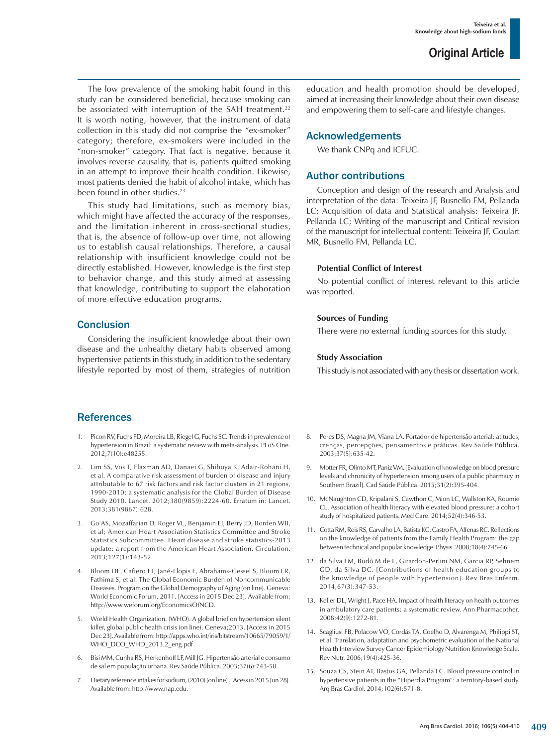The low prevalence of the smoking habit found in this study can be considered beneficial, because smoking can be associated with interruption of the SAH treatment.[22] It is worth noting, however, that the instrument of data collection in this study did not comprise the "ex-smoker" category; therefore, ex-smokers were included in the "non-smoker" category. That fact is negative, because it involves reverse causality, that is, patients quitted smoking in an attempt to improve their health condition. Likewise, most patients denied the habit of alcohol intake, which has been found in other studies.[23]

This study had limitations, such as memory bias, which might have affected the accuracy of the responses, and the limitation inherent in cross-sectional studies, that is, the absence of follow-up over time, not allowing us to establish causal relationships. Therefore, a causal relationship with insufficient knowledge could not be directly established. However, knowledge is the first step to behavior change, and this study aimed at assessing that knowledge, contributing to support the elaboration of more effective education programs.

## Conclusion

Considering the insufficient knowledge about their own disease and the unhealthy dietary habits observed among hypertensive patients in this study, in addition to the sedentary lifestyle reported by most of them, strategies of nutrition education and health promotion should be developed, aimed at increasing their knowledge about their own disease and empowering them to self-care and lifestyle changes.

## Acknowledgements

We thank CNPq and ICFUC.

## Author contributions

Conception and design of the research and Analysis and interpretation of the data: Teixeira JF, Busnello FM, Pellanda LC; Acquisition of data and Statistical analysis: Teixeira JF, Pellanda LC; Writing of the manuscript and Critical revision of the manuscript for intellectual content: Teixeira JF, Goulart MR, Busnello FM, Pellanda LC.

### Potential Conflict of Interest

No potential conflict of interest relevant to this article was reported.

### Sources of Funding

There were no external funding sources for this study.

### Study Association

This study is not associated with any thesis or dissertation work.

## References

1. Picon RV, Fuchs FD, Moreira LB, Riegel G, Fuchs SC. Trends in prevalence of hypertension in Brazil: a systematic review with meta-analysis. PLoS One. 2012;7(10):e48255.
2. Lim SS, Vos T, Flaxman AD, Danaei G, Shibuya K, Adair-Rohani H, et al. A comparative risk assessment of burden of disease and injury attributable to 67 risk factors and risk factor clusters in 21 regions, 1990-2010: a systematic analysis for the Global Burden of Disease Study 2010. Lancet. 2012;380(9859):2224-60. Erratum in: Lancet. 2013;381(9867):628.
3. Go AS, Mozaffarian D, Roger VL, Benjamin EJ, Berry JD, Borden WB, et al; American Heart Association Statistics Committee and Stroke Statistics Subcommittee. Heart disease and stroke statistics-2013 update: a report from the American Heart Association. Circulation. 2013;127(1):143-52.
4. Bloom DE, Cafiero ET, Jané-Llopis E, Abrahams-Gessel S, Bloom LR, Fathima S, et al. The Global Economic Burden of Noncommunicable Diseases. Program on the Global Demography of Aging (on line). Geneva: World Economic Forum. 2011. [Access in 2015 Dec 23]. Available from: http://www.weforum.org/EconomicsOfNCD.
5. World Health Organization. (WHO). A global brief on hypertension silent killer, global public health crisis (on line). Geneva;2013. [Access in 2015 Dec 23]. Available from: http://apps.who.int/iris/bitstream/10665/79059/1/WHO_DCO_WHD_2013.2_eng.pdf
6. Bisi MM, Cunha RS, Herkenhoff LF, Mill JG. Hipertensão arterial e consumo de sal em população urbana. Rev Saúde Pública. 2003;37(6):743-50.
7. Dietary reference intakes for sodium, (2010) (on line) . [Acess in 2015 Jun 28]. Available from: http://www.nap.edu.
8. Peres DS, Magna JM, Viana LA. Portador de hipertensão arterial: atitudes, crenças, percepções, pensamentos e práticas. Rev Saúde Pública. 2003;37(5):635-42.
9. Motter FR, Olinto MT, Paniz VM. [Evaluation of knowledge on blood pressure levels and chronicity of hypertension among users of a public pharmacy in Southern Brazil]. Cad Saúde Pública. 2015;31(2):395-404.
10. McNaughton CD, Kripalani S, Cawthon C, Mion LC, Wallston KA, Roumie CL. Association of health literacy with elevated blood pressure: a cohort study of hospitalized patients. Med Care. 2014;52(4):346-53.
11. Cotta RM, Reis RS, Carvalho LA, Batista KC, Castro FA, Alfenas RC. Reflections on the knowledge of patients from the Family Health Program: the gap between technical and popular knowledge. Physis. 2008;18(4):745-66.
12. da Silva FM, Budó M de L, Girardon-Perlini NM, Garcia RP, Sehnem GD, da Silva DC. [Contributions of health education groups to the knowledge of people with hypertension]. Rev Bras Enferm. 2014;67(3):347-53.
13. Keller DL, Wright J, Pace HA. Impact of health literacy on health outcomes in ambulatory care patients: a systematic review. Ann Pharmacother. 2008;42(9):1272-81.
14. Scagliusi FB, Polacow VO, Cordás TA, Coelho D, Alvarenga M, Philippi ST, et al. Translation, adaptation and psychometric evaluation of the National Health Interview Survey Cancer Epidemiology Nutrition Knowledge Scale. Rev Nutr. 2006;19(4):425-36.
15. Souza CS, Stein AT, Bastos GA, Pellanda LC. Blood pressure control in hypertensive patients in the "Hiperdia Program": a territory-based study. Arq Bras Cardiol. 2014;102(6):571-8.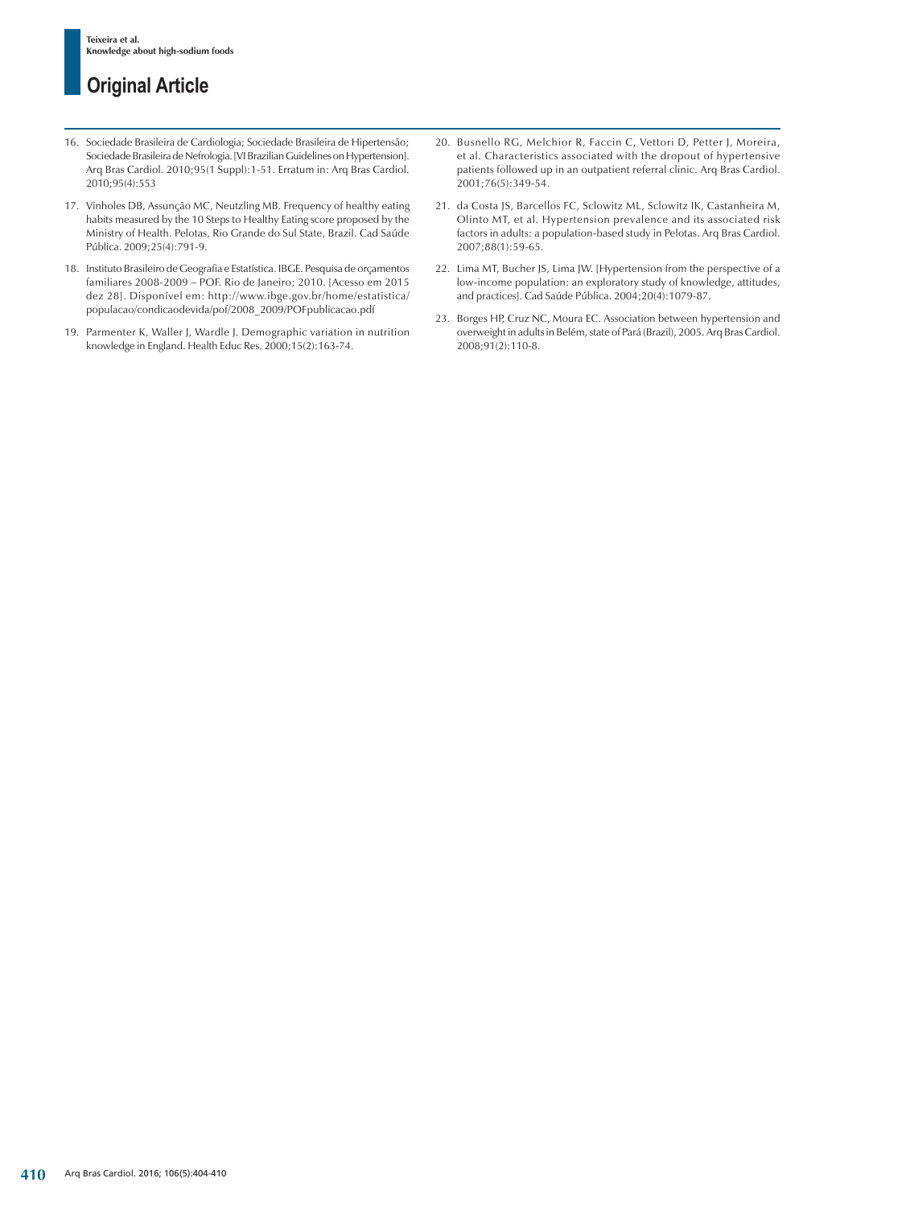16. Sociedade Brasileira de Cardiologia; Sociedade Brasileira de Hipertensão; Sociedade Brasileira de Nefrologia. [VI Brazilian Guidelines on Hypertension]. Arq Bras Cardiol. 2010;95(1 Suppl):1-51. Erratum in: Arq Bras Cardiol. 2010;95(4):553

17. Vinholes DB, Assunção MC, Neutzling MB. Frequency of healthy eating habits measured by the 10 Steps to Healthy Eating score proposed by the Ministry of Health. Pelotas, Rio Grande do Sul State, Brazil. Cad Saúde Pública. 2009;25(4):791-9.

18. Instituto Brasileiro de Geografia e Estatística. IBGE. Pesquisa de orçamentos familiares 2008-2009 – POF. Rio de Janeiro; 2010. [Acesso em 2015 dez 28]. Disponível em: http://www.ibge.gov.br/home/estatistica/populacao/condicaodevida/pof/2008_2009/POFpublicacao.pdf

19. Parmenter K, Waller J, Wardle J. Demographic variation in nutrition knowledge in England. Health Educ Res. 2000;15(2):163-74.

20. Busnello RG, Melchior R, Faccin C, Vettori D, Petter J, Moreira, et al. Characteristics associated with the dropout of hypertensive patients followed up in an outpatient referral clinic. Arq Bras Cardiol. 2001;76(5):349-54.

21. da Costa JS, Barcellos FC, Sclowitz ML, Sclowitz IK, Castanheira M, Olinto MT, et al. Hypertension prevalence and its associated risk factors in adults: a population-based study in Pelotas. Arq Bras Cardiol. 2007;88(1):59-65.

22. Lima MT, Bucher JS, Lima JW. [Hypertension from the perspective of a low-income population: an exploratory study of knowledge, attitudes, and practices]. Cad Saúde Pública. 2004;20(4):1079-87.

23. Borges HP, Cruz NC, Moura EC. Association between hypertension and overweight in adults in Belém, state of Pará (Brazil), 2005. Arq Bras Cardiol. 2008;91(2):110-8.